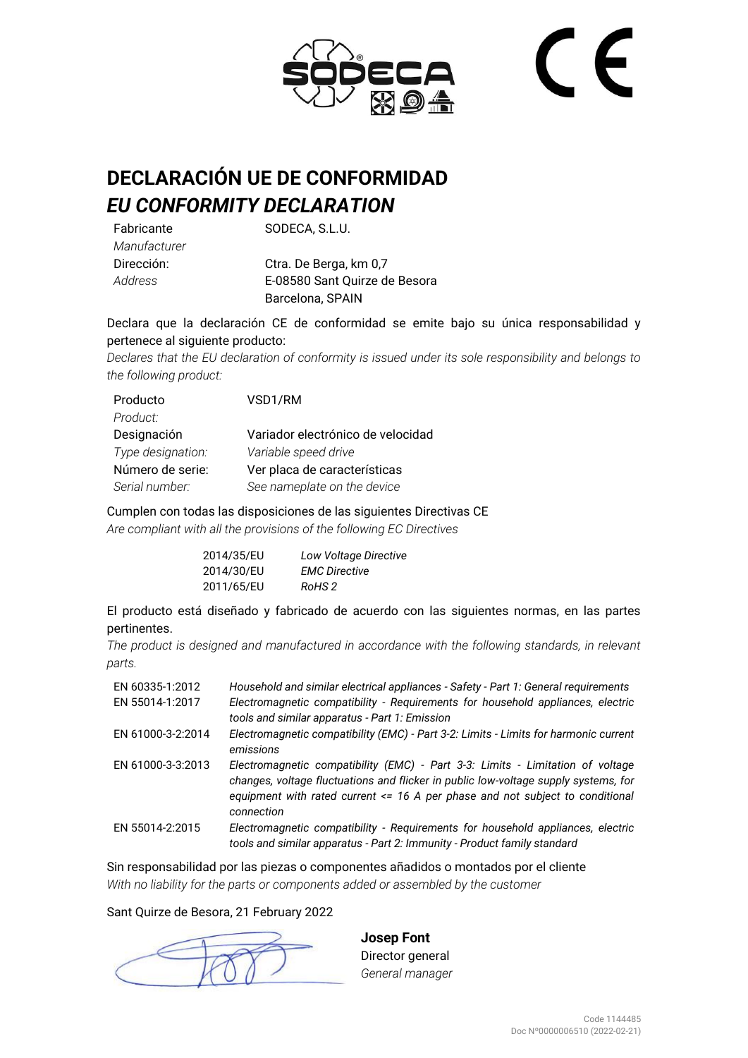# DECLARACIÓN UE DE CONFORMIDAD

## *EU CONFORMITY DECLARATION*

| | |
|---|---|
| Fabricante<br>*Manufacturer* | SODECA, S.L.U. |
| Dirección:<br>*Address* | Ctra. De Berga, km 0,7<br>E-08580 Sant Quirze de Besora<br>Barcelona, SPAIN |

Declara que la declaración CE de conformidad se emite bajo su única responsabilidad y pertenece al siguiente producto:
*Declares that the EU declaration of conformity is issued under its sole responsibility and belongs to the following product:*

| | |
|---|---|
| Producto<br>*Product:* | VSD1/RM |
| Designación<br>*Type designation:* | Variador electrónico de velocidad<br>*Variable speed drive* |
| Número de serie:<br>*Serial number:* | Ver placa de características<br>*See nameplate on the device* |

Cumplen con todas las disposiciones de las siguientes Directivas CE
*Are compliant with all the provisions of the following EC Directives*

| | |
|---|---|
| 2014/35/EU | *Low Voltage Directive* |
| 2014/30/EU | *EMC Directive* |
| 2011/65/EU | *RoHS 2* |

El producto está diseñado y fabricado de acuerdo con las siguientes normas, en las partes pertinentes.
*The product is designed and manufactured in accordance with the following standards, in relevant parts.*

| | |
|---|---|
| EN 60335-1:2012 | *Household and similar electrical appliances - Safety - Part 1: General requirements* |
| EN 55014-1:2017 | *Electromagnetic compatibility - Requirements for household appliances, electric tools and similar apparatus - Part 1: Emission* |
| EN 61000-3-2:2014 | *Electromagnetic compatibility (EMC) - Part 3-2: Limits - Limits for harmonic current emissions* |
| EN 61000-3-3:2013 | *Electromagnetic compatibility (EMC) - Part 3-3: Limits - Limitation of voltage changes, voltage fluctuations and flicker in public low-voltage supply systems, for equipment with rated current <= 16 A per phase and not subject to conditional connection* |
| EN 55014-2:2015 | *Electromagnetic compatibility - Requirements for household appliances, electric tools and similar apparatus - Part 2: Immunity - Product family standard* |

Sin responsabilidad por las piezas o componentes añadidos o montados por el cliente
*With no liability for the parts or components added or assembled by the customer*

Sant Quirze de Besora, 21 February 2022

**Josep Font**
Director general
*General manager*

Code 1144485
Doc Nº0000006510 (2022-02-21)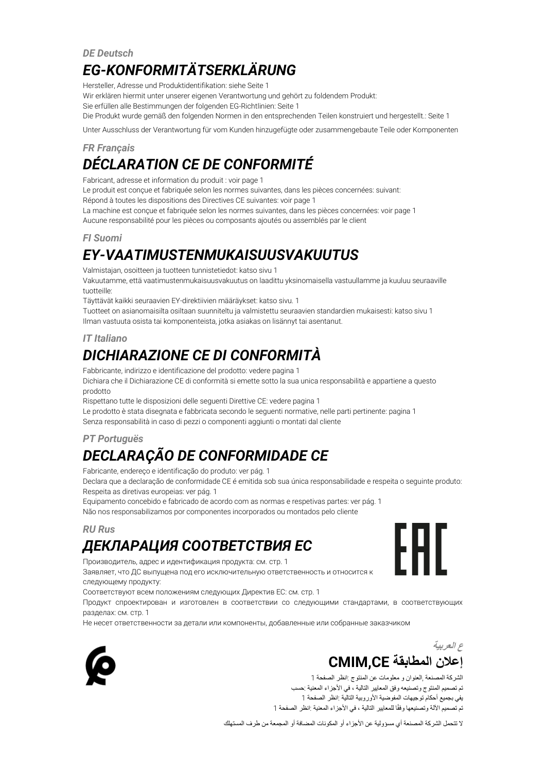*DE Deutsch*

## *EG-KONFORMITÄTSERKLÄRUNG*

Hersteller, Adresse und Produktidentifikation: siehe Seite 1
Wir erklären hiermit unter unserer eigenen Verantwortung und gehört zu foldendem Produkt:
Sie erfüllen alle Bestimmungen der folgenden EG-Richtlinien: Seite 1
Die Produkt wurde gemäß den folgenden Normen in den entsprechenden Teilen konstruiert und hergestellt.: Seite 1

Unter Ausschluss der Verantwortung für vom Kunden hinzugefügte oder zusammengebaute Teile oder Komponenten

*FR Français*

## *DÉCLARATION CE DE CONFORMITÉ*

Fabricant, adresse et information du produit : voir page 1
Le produit est conçue et fabriquée selon les normes suivantes, dans les pièces concernées: suivant:
Répond à toutes les dispositions des Directives CE suivantes: voir page 1
La machine est conçue et fabriquée selon les normes suivantes, dans les pièces concernées: voir page 1
Aucune responsabilité pour les pièces ou composants ajoutés ou assemblés par le client

*FI Suomi*

## *EY-VAATIMUSTENMUKAISUUSVAKUUTUS*

Valmistajan, osoitteen ja tuotteen tunnistetiedot: katso sivu 1
Vakuutamme, että vaatimustenmukaisuusvakuutus on laadittu yksinomaisella vastuullamme ja kuuluu seuraaville tuotteille:
Täyttävät kaikki seuraavien EY-direktiivien määräykset: katso sivu. 1
Tuotteet on asianomaisilta osiltaan suunniteltu ja valmistettu seuraavien standardien mukaisesti: katso sivu 1
Ilman vastuuta osista tai komponenteista, jotka asiakas on lisännyt tai asentanut.

*IT Italiano*

## *DICHIARAZIONE CE DI CONFORMITÀ*

Fabbricante, indirizzo e identificazione del prodotto: vedere pagina 1
Dichiara che il Dichiarazione CE di conformità si emette sotto la sua unica responsabilità e appartiene a questo prodotto
Rispettano tutte le disposizioni delle seguenti Direttive CE: vedere pagina 1
Le prodotto è stata disegnata e fabbricata secondo le seguenti normative, nelle parti pertinente: pagina 1
Senza responsabilità in caso di pezzi o componenti aggiunti o montati dal cliente

*PT Portuguës*

## *DECLARAÇÃO DE CONFORMIDADE CE*

Fabricante, endereço e identificação do produto: ver pág. 1
Declara que a declaração de conformidade CE é emitida sob sua única responsabilidade e respeita o seguinte produto:
Respeita as diretivas europeias: ver pág. 1
Equipamento concebido e fabricado de acordo com as normas e respetivas partes: ver pág. 1
Não nos responsabilizamos por componentes incorporados ou montados pelo cliente

*RU Rus*

## *ДЕКЛАРАЦИЯ СООТВЕТСТВИЯ ЕС*

Производитель, адрес и идентификация продукта: см. стр. 1
Заявляет, что ДС выпущена под его исключительную ответственность и относится к следующему продукту:
Соответствуют всем положениям следующих Директив ЕС: см. стр. 1
Продукт спроектирован и изготовлен в соответствии со следующими стандартами, в соответствующих разделах: см. стр. 1
Не несет ответственности за детали или компоненты, добавленные или собранные заказчиком

*ع العربية*

## إعلان المطابقة CMIM,CE

الشركة المصنعة ,العنوان و معلومات عن المنتوج :انظر الصفحة 1
تم تصميم المنتوج وتصنيعه وفق المعايير التالية ، في الأجزاء المعنية :حسب
يفي بجميع أحكام توجيهات المفوضية الأوروبية التالية :انظر الصفحة 1
تم تصميم الآلة وتصنيعها وفقًا للمعايير التالية ، في الأجزاء المعنية :انظر الصفحة 1

لا تتحمل الشركة المصنعة أي مسؤولية عن الأجزاء أو المكونات المضافة أو المجمعة من طرف المستهلك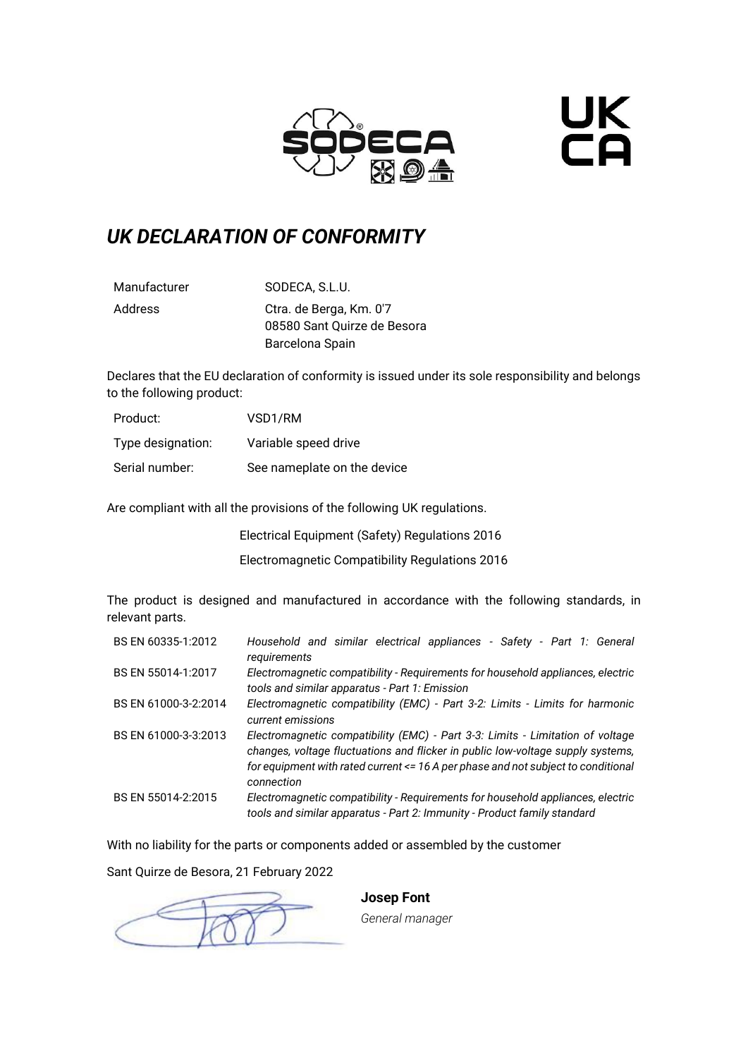# UK DECLARATION OF CONFORMITY

| | |
|---|---|
| Manufacturer | SODECA, S.L.U. |
| Address | Ctra. de Berga, Km. 0'7<br>08580 Sant Quirze de Besora<br>Barcelona Spain |

Declares that the EU declaration of conformity is issued under its sole responsibility and belongs to the following product:

| | |
|---|---|
| Product: | VSD1/RM |
| Type designation: | Variable speed drive |
| Serial number: | See nameplate on the device |

Are compliant with all the provisions of the following UK regulations.

Electrical Equipment (Safety) Regulations 2016

Electromagnetic Compatibility Regulations 2016

The product is designed and manufactured in accordance with the following standards, in relevant parts.

| | |
|---|---|
| BS EN 60335-1:2012 | *Household and similar electrical appliances - Safety - Part 1: General requirements* |
| BS EN 55014-1:2017 | *Electromagnetic compatibility - Requirements for household appliances, electric tools and similar apparatus - Part 1: Emission* |
| BS EN 61000-3-2:2014 | *Electromagnetic compatibility (EMC) - Part 3-2: Limits - Limits for harmonic current emissions* |
| BS EN 61000-3-3:2013 | *Electromagnetic compatibility (EMC) - Part 3-3: Limits - Limitation of voltage changes, voltage fluctuations and flicker in public low-voltage supply systems, for equipment with rated current <= 16 A per phase and not subject to conditional connection* |
| BS EN 55014-2:2015 | *Electromagnetic compatibility - Requirements for household appliances, electric tools and similar apparatus - Part 2: Immunity - Product family standard* |

With no liability for the parts or components added or assembled by the customer

Sant Quirze de Besora, 21 February 2022

**Josep Font**

*General manager*